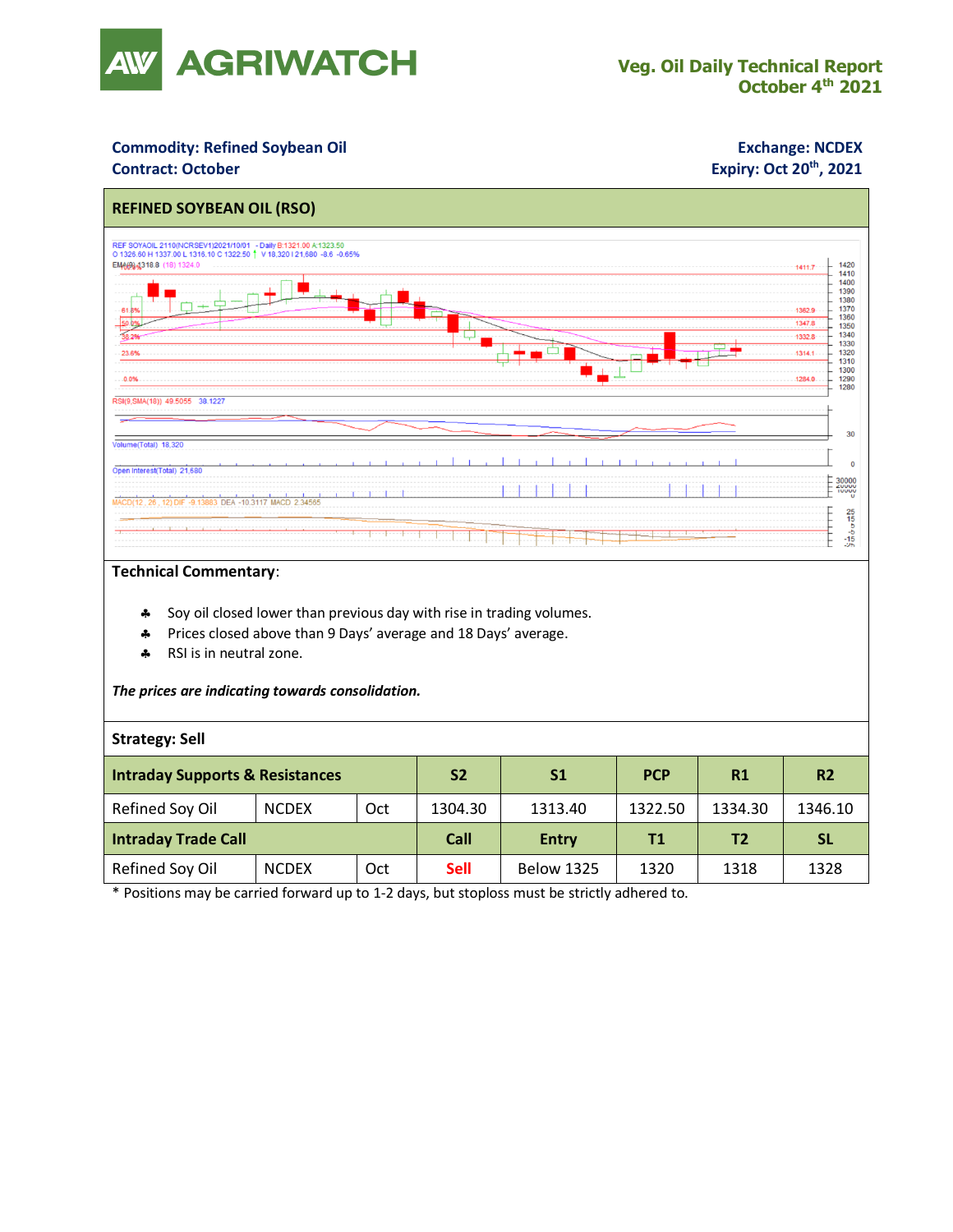# AGRIWATCH

**Veg. Oil Daily Technical Report**
**October 4th 2021**

**Commodity: Refined Soybean Oil**
**Contract: October**

**Exchange: NCDEX**
**Expiry: Oct 20th, 2021**

## REFINED SOYBEAN OIL (RSO)

**Technical Commentary**:

- Soy oil closed lower than previous day with rise in trading volumes.
- Prices closed above than 9 Days' average and 18 Days' average.
- RSI is in neutral zone.

***The prices are indicating towards consolidation.***

**Strategy: Sell**

| Intraday Supports & Resistances | | | S2 | S1 | PCP | R1 | R2 |
|---|---|---|---|---|---|---|---|
| Refined Soy Oil | NCDEX | Oct | 1304.30 | 1313.40 | 1322.50 | 1334.30 | 1346.10 |
| **Intraday Trade Call** | | | **Call** | **Entry** | **T1** | **T2** | **SL** |
| Refined Soy Oil | NCDEX | Oct | Sell | Below 1325 | 1320 | 1318 | 1328 |

\* Positions may be carried forward up to 1-2 days, but stoploss must be strictly adhered to.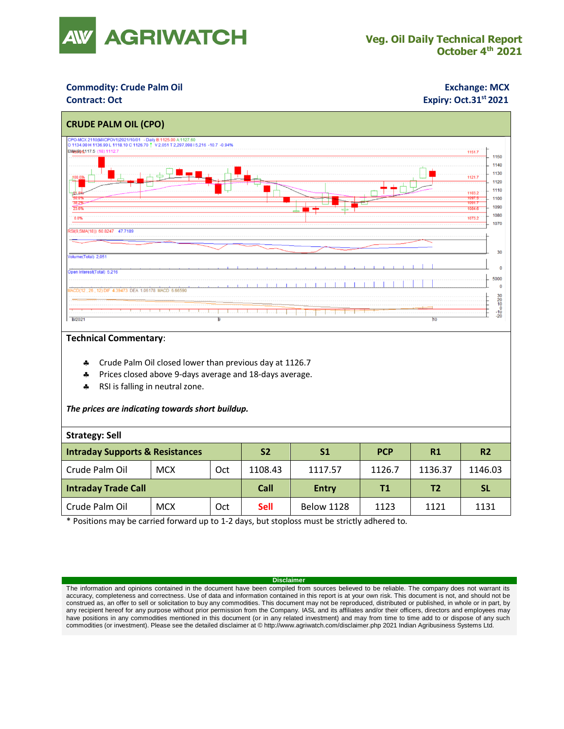# AGRIWATCH

**Veg. Oil Daily Technical Report**
**October 4th 2021**

**Commodity: Crude Palm Oil** | **Exchange: MCX**
**Contract: Oct** | **Expiry: Oct.31st 2021**

## CRUDE PALM OIL (CPO)

CPO-MCX 2110(MXCPOV1)2021/10/01 - Daily B:1125.00 A:1127.60
O 1134.00 H 1136.90 L 1118.10 C 1126.70 V 2,051 T 2,297,098 I 5,216 -10.7 -0.94%
EMA(9) 1117.5 (18) 1112.7

1151.7
1121.7
1103.2
1097.5
1091.7
1084.6
1073.2

100.0%
61.8%
50.0%
38.2%
23.6%
0.0%

1150
1140
1130
1120
1110
1100
1090
1080
1070

RSI(9,SMA(18)) 60.8247 47.7189
30

Volume(Total) 2,051
0

Open Interest(Total) 5,216
5000
0

MACD(12, 26, 12) DIF 4.39473 DEA 1.06178 MACD 6.66590
30
20
10
0
-10
-20

8/2021
9
10

**Technical Commentary**:

- Crude Palm Oil closed lower than previous day at 1126.7
- Prices closed above 9-days average and 18-days average.
- RSI is falling in neutral zone.

***The prices are indicating towards short buildup.***

**Strategy: Sell**

| **Intraday Supports & Resistances** | | | **S2** | **S1** | **PCP** | **R1** | **R2** |
|---|---|---|---|---|---|---|---|
| Crude Palm Oil | MCX | Oct | 1108.43 | 1117.57 | 1126.7 | 1136.37 | 1146.03 |
| **Intraday Trade Call** | | | **Call** | **Entry** | **T1** | **T2** | **SL** |
| Crude Palm Oil | MCX | Oct | Sell | Below 1128 | 1123 | 1121 | 1131 |

* Positions may be carried forward up to 1-2 days, but stoploss must be strictly adhered to.

**Disclaimer**

The information and opinions contained in the document have been compiled from sources believed to be reliable. The company does not warrant its accuracy, completeness and correctness. Use of data and information contained in this report is at your own risk. This document is not, and should not be construed as, an offer to sell or solicitation to buy any commodities. This document may not be reproduced, distributed or published, in whole or in part, by any recipient hereof for any purpose without prior permission from the Company. IASL and its affiliates and/or their officers, directors and employees may have positions in any commodities mentioned in this document (or in any related investment) and may from time to time add to or dispose of any such commodities (or investment). Please see the detailed disclaimer at © http://www.agriwatch.com/disclaimer.php 2021 Indian Agribusiness Systems Ltd.